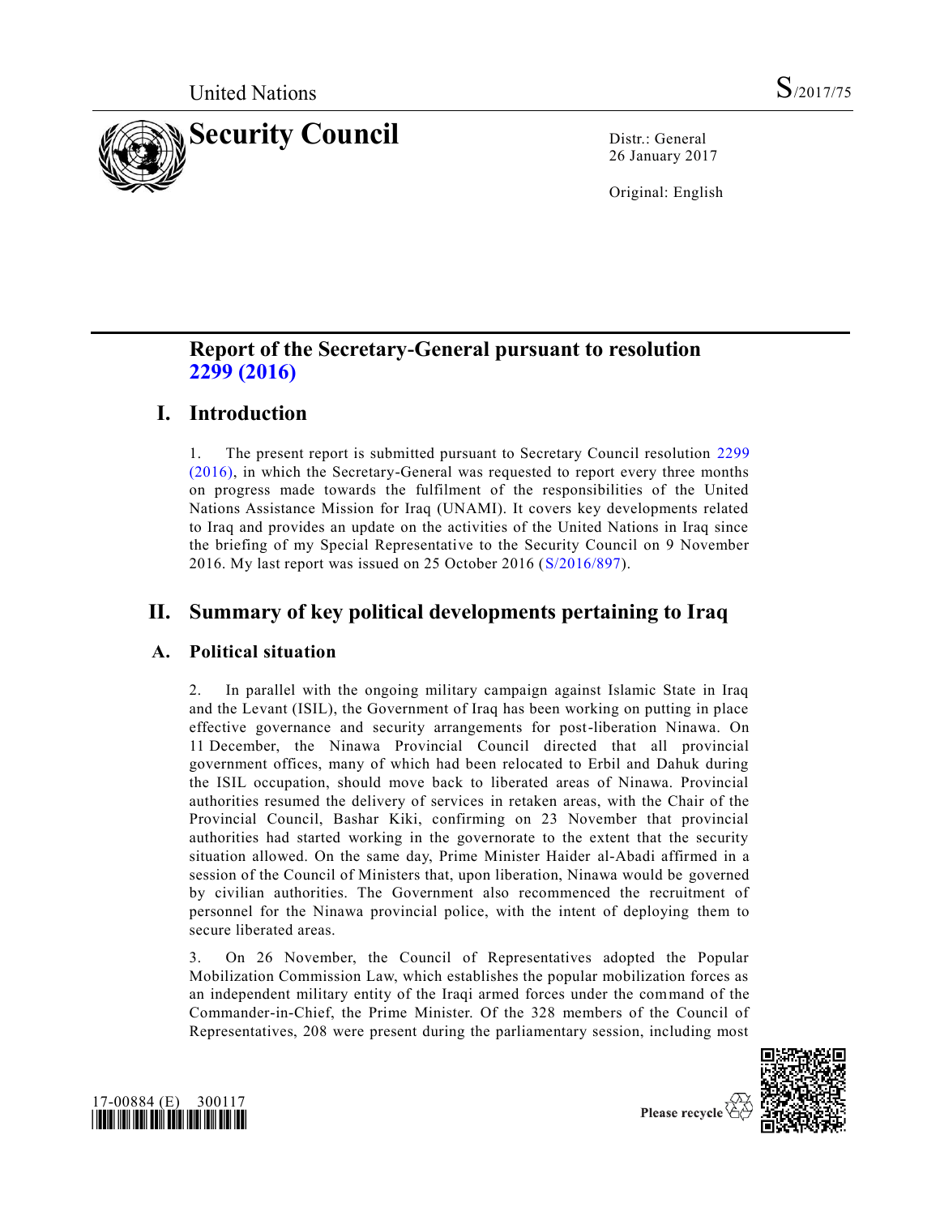United Nations

# Security Council

S/2017/75

Distr.: General
26 January 2017

Original: English

## Report of the Secretary-General pursuant to resolution 2299 (2016)

## I. Introduction

1. The present report is submitted pursuant to Secretary Council resolution 2299 (2016), in which the Secretary-General was requested to report every three months on progress made towards the fulfilment of the responsibilities of the United Nations Assistance Mission for Iraq (UNAMI). It covers key developments related to Iraq and provides an update on the activities of the United Nations in Iraq since the briefing of my Special Representative to the Security Council on 9 November 2016. My last report was issued on 25 October 2016 (S/2016/897).

## II. Summary of key political developments pertaining to Iraq

### A. Political situation

2. In parallel with the ongoing military campaign against Islamic State in Iraq and the Levant (ISIL), the Government of Iraq has been working on putting in place effective governance and security arrangements for post-liberation Ninawa. On 11 December, the Ninawa Provincial Council directed that all provincial government offices, many of which had been relocated to Erbil and Dahuk during the ISIL occupation, should move back to liberated areas of Ninawa. Provincial authorities resumed the delivery of services in retaken areas, with the Chair of the Provincial Council, Bashar Kiki, confirming on 23 November that provincial authorities had started working in the governorate to the extent that the security situation allowed. On the same day, Prime Minister Haider al-Abadi affirmed in a session of the Council of Ministers that, upon liberation, Ninawa would be governed by civilian authorities. The Government also recommenced the recruitment of personnel for the Ninawa provincial police, with the intent of deploying them to secure liberated areas.

3. On 26 November, the Council of Representatives adopted the Popular Mobilization Commission Law, which establishes the popular mobilization forces as an independent military entity of the Iraqi armed forces under the command of the Commander-in-Chief, the Prime Minister. Of the 328 members of the Council of Representatives, 208 were present during the parliamentary session, including most

17-00884 (E) 300117

Please recycle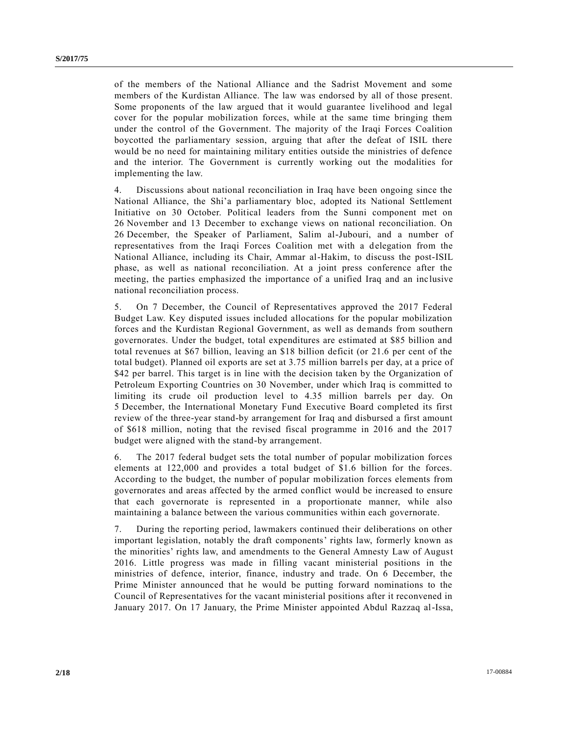of the members of the National Alliance and the Sadrist Movement and some members of the Kurdistan Alliance. The law was endorsed by all of those present. Some proponents of the law argued that it would guarantee livelihood and legal cover for the popular mobilization forces, while at the same time bringing them under the control of the Government. The majority of the Iraqi Forces Coalition boycotted the parliamentary session, arguing that after the defeat of ISIL there would be no need for maintaining military entities outside the ministries of defence and the interior. The Government is currently working out the modalities for implementing the law.

4. Discussions about national reconciliation in Iraq have been ongoing since the National Alliance, the Shi'a parliamentary bloc, adopted its National Settlement Initiative on 30 October. Political leaders from the Sunni component met on 26 November and 13 December to exchange views on national reconciliation. On 26 December, the Speaker of Parliament, Salim al-Jubouri, and a number of representatives from the Iraqi Forces Coalition met with a delegation from the National Alliance, including its Chair, Ammar al-Hakim, to discuss the post-ISIL phase, as well as national reconciliation. At a joint press conference after the meeting, the parties emphasized the importance of a unified Iraq and an inclusive national reconciliation process.

5. On 7 December, the Council of Representatives approved the 2017 Federal Budget Law. Key disputed issues included allocations for the popular mobilization forces and the Kurdistan Regional Government, as well as demands from southern governorates. Under the budget, total expenditures are estimated at \$85 billion and total revenues at \$67 billion, leaving an \$18 billion deficit (or 21.6 per cent of the total budget). Planned oil exports are set at 3.75 million barrels per day, at a price of \$42 per barrel. This target is in line with the decision taken by the Organization of Petroleum Exporting Countries on 30 November, under which Iraq is committed to limiting its crude oil production level to 4.35 million barrels per day. On 5 December, the International Monetary Fund Executive Board completed its first review of the three-year stand-by arrangement for Iraq and disbursed a first amount of \$618 million, noting that the revised fiscal programme in 2016 and the 2017 budget were aligned with the stand-by arrangement.

6. The 2017 federal budget sets the total number of popular mobilization forces elements at 122,000 and provides a total budget of \$1.6 billion for the forces. According to the budget, the number of popular mobilization forces elements from governorates and areas affected by the armed conflict would be increased to ensure that each governorate is represented in a proportionate manner, while also maintaining a balance between the various communities within each governorate.

7. During the reporting period, lawmakers continued their deliberations on other important legislation, notably the draft components' rights law, formerly known as the minorities' rights law, and amendments to the General Amnesty Law of August 2016. Little progress was made in filling vacant ministerial positions in the ministries of defence, interior, finance, industry and trade. On 6 December, the Prime Minister announced that he would be putting forward nominations to the Council of Representatives for the vacant ministerial positions after it reconvened in January 2017. On 17 January, the Prime Minister appointed Abdul Razzaq al-Issa,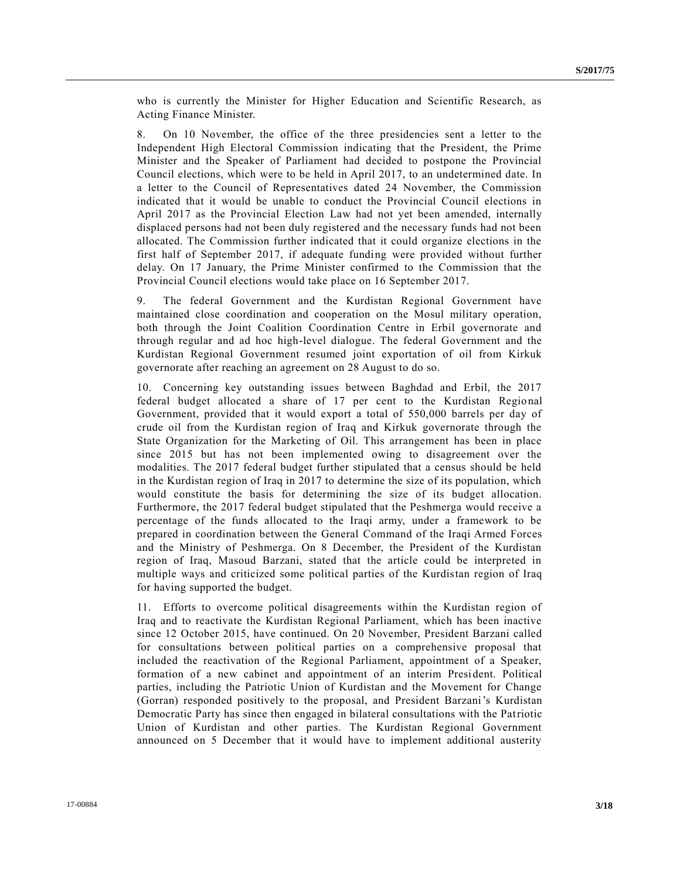who is currently the Minister for Higher Education and Scientific Research, as Acting Finance Minister.

8. On 10 November, the office of the three presidencies sent a letter to the Independent High Electoral Commission indicating that the President, the Prime Minister and the Speaker of Parliament had decided to postpone the Provincial Council elections, which were to be held in April 2017, to an undetermined date. In a letter to the Council of Representatives dated 24 November, the Commission indicated that it would be unable to conduct the Provincial Council elections in April 2017 as the Provincial Election Law had not yet been amended, internally displaced persons had not been duly registered and the necessary funds had not been allocated. The Commission further indicated that it could organize elections in the first half of September 2017, if adequate funding were provided without further delay. On 17 January, the Prime Minister confirmed to the Commission that the Provincial Council elections would take place on 16 September 2017.

9. The federal Government and the Kurdistan Regional Government have maintained close coordination and cooperation on the Mosul military operation, both through the Joint Coalition Coordination Centre in Erbil governorate and through regular and ad hoc high-level dialogue. The federal Government and the Kurdistan Regional Government resumed joint exportation of oil from Kirkuk governorate after reaching an agreement on 28 August to do so.

10. Concerning key outstanding issues between Baghdad and Erbil, the 2017 federal budget allocated a share of 17 per cent to the Kurdistan Regional Government, provided that it would export a total of 550,000 barrels per day of crude oil from the Kurdistan region of Iraq and Kirkuk governorate through the State Organization for the Marketing of Oil. This arrangement has been in place since 2015 but has not been implemented owing to disagreement over the modalities. The 2017 federal budget further stipulated that a census should be held in the Kurdistan region of Iraq in 2017 to determine the size of its population, which would constitute the basis for determining the size of its budget allocation. Furthermore, the 2017 federal budget stipulated that the Peshmerga would receive a percentage of the funds allocated to the Iraqi army, under a framework to be prepared in coordination between the General Command of the Iraqi Armed Forces and the Ministry of Peshmerga. On 8 December, the President of the Kurdistan region of Iraq, Masoud Barzani, stated that the article could be interpreted in multiple ways and criticized some political parties of the Kurdistan region of Iraq for having supported the budget.

11. Efforts to overcome political disagreements within the Kurdistan region of Iraq and to reactivate the Kurdistan Regional Parliament, which has been inactive since 12 October 2015, have continued. On 20 November, President Barzani called for consultations between political parties on a comprehensive proposal that included the reactivation of the Regional Parliament, appointment of a Speaker, formation of a new cabinet and appointment of an interim President. Political parties, including the Patriotic Union of Kurdistan and the Movement for Change (Gorran) responded positively to the proposal, and President Barzani's Kurdistan Democratic Party has since then engaged in bilateral consultations with the Patriotic Union of Kurdistan and other parties. The Kurdistan Regional Government announced on 5 December that it would have to implement additional austerity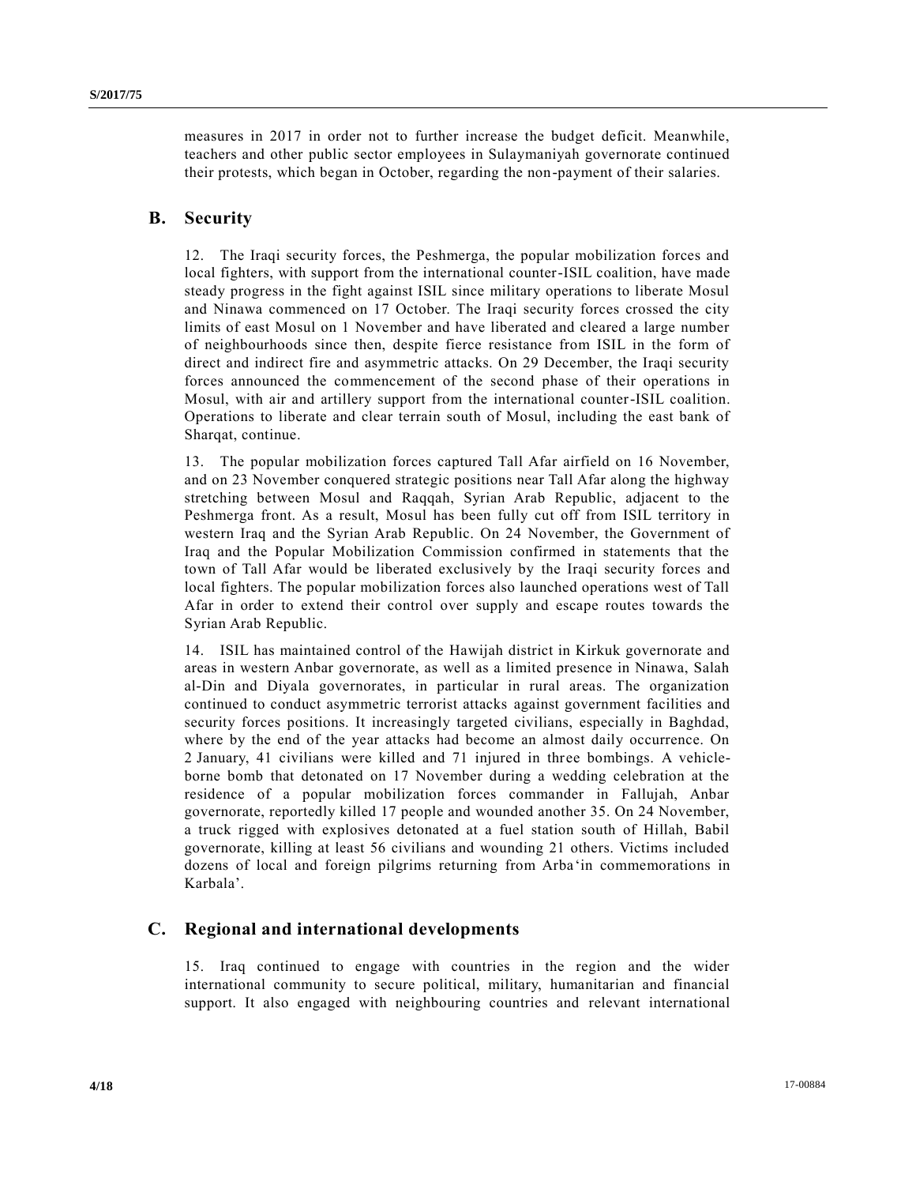measures in 2017 in order not to further increase the budget deficit. Meanwhile, teachers and other public sector employees in Sulaymaniyah governorate continued their protests, which began in October, regarding the non-payment of their salaries.

## B. Security

12. The Iraqi security forces, the Peshmerga, the popular mobilization forces and local fighters, with support from the international counter-ISIL coalition, have made steady progress in the fight against ISIL since military operations to liberate Mosul and Ninawa commenced on 17 October. The Iraqi security forces crossed the city limits of east Mosul on 1 November and have liberated and cleared a large number of neighbourhoods since then, despite fierce resistance from ISIL in the form of direct and indirect fire and asymmetric attacks. On 29 December, the Iraqi security forces announced the commencement of the second phase of their operations in Mosul, with air and artillery support from the international counter-ISIL coalition. Operations to liberate and clear terrain south of Mosul, including the east bank of Sharqat, continue.

13. The popular mobilization forces captured Tall Afar airfield on 16 November, and on 23 November conquered strategic positions near Tall Afar along the highway stretching between Mosul and Raqqah, Syrian Arab Republic, adjacent to the Peshmerga front. As a result, Mosul has been fully cut off from ISIL territory in western Iraq and the Syrian Arab Republic. On 24 November, the Government of Iraq and the Popular Mobilization Commission confirmed in statements that the town of Tall Afar would be liberated exclusively by the Iraqi security forces and local fighters. The popular mobilization forces also launched operations west of Tall Afar in order to extend their control over supply and escape routes towards the Syrian Arab Republic.

14. ISIL has maintained control of the Hawijah district in Kirkuk governorate and areas in western Anbar governorate, as well as a limited presence in Ninawa, Salah al-Din and Diyala governorates, in particular in rural areas. The organization continued to conduct asymmetric terrorist attacks against government facilities and security forces positions. It increasingly targeted civilians, especially in Baghdad, where by the end of the year attacks had become an almost daily occurrence. On 2 January, 41 civilians were killed and 71 injured in three bombings. A vehicle-borne bomb that detonated on 17 November during a wedding celebration at the residence of a popular mobilization forces commander in Fallujah, Anbar governorate, reportedly killed 17 people and wounded another 35. On 24 November, a truck rigged with explosives detonated at a fuel station south of Hillah, Babil governorate, killing at least 56 civilians and wounding 21 others. Victims included dozens of local and foreign pilgrims returning from Arba'in commemorations in Karbala'.

## C. Regional and international developments

15. Iraq continued to engage with countries in the region and the wider international community to secure political, military, humanitarian and financial support. It also engaged with neighbouring countries and relevant international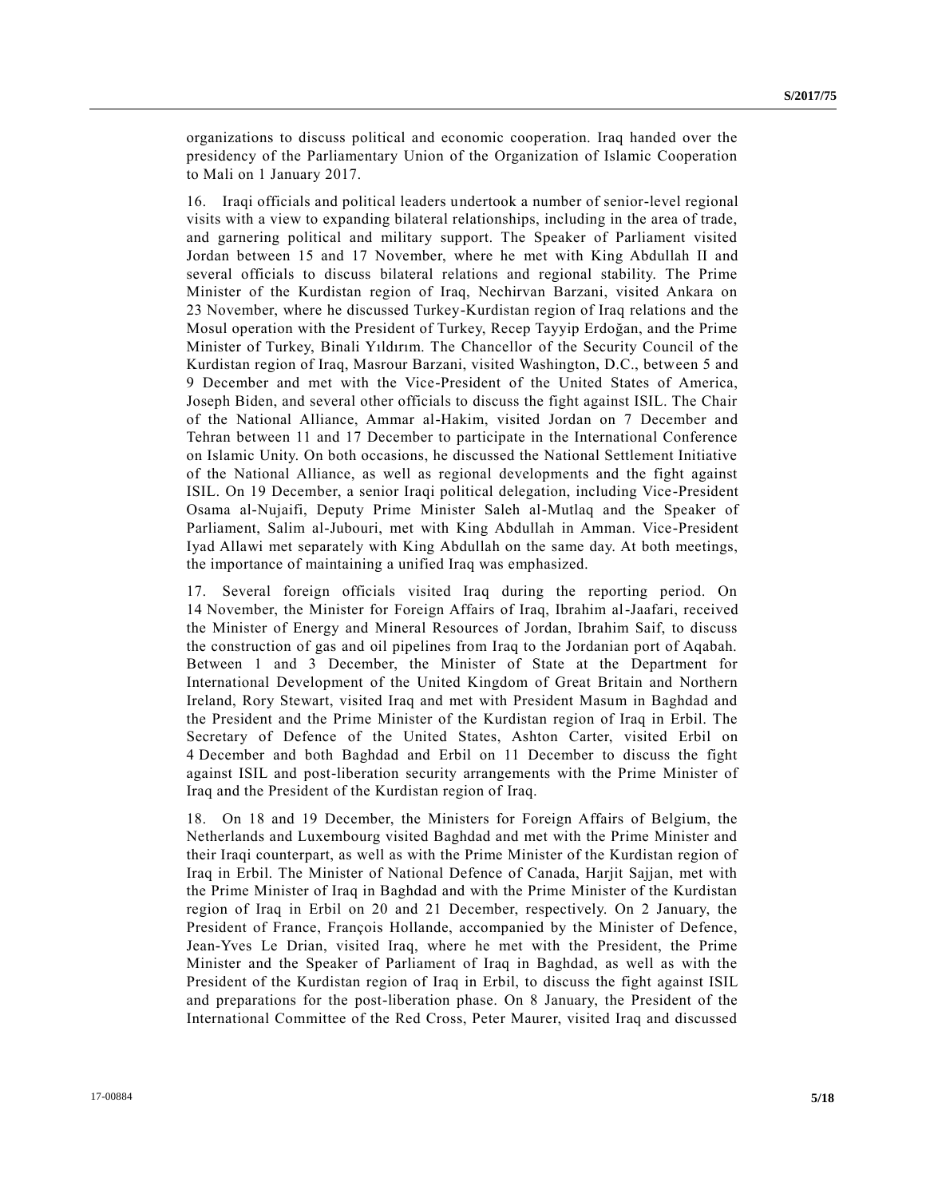organizations to discuss political and economic cooperation. Iraq handed over the presidency of the Parliamentary Union of the Organization of Islamic Cooperation to Mali on 1 January 2017.

16. Iraqi officials and political leaders undertook a number of senior-level regional visits with a view to expanding bilateral relationships, including in the area of trade, and garnering political and military support. The Speaker of Parliament visited Jordan between 15 and 17 November, where he met with King Abdullah II and several officials to discuss bilateral relations and regional stability. The Prime Minister of the Kurdistan region of Iraq, Nechirvan Barzani, visited Ankara on 23 November, where he discussed Turkey-Kurdistan region of Iraq relations and the Mosul operation with the President of Turkey, Recep Tayyip Erdoğan, and the Prime Minister of Turkey, Binali Yıldırım. The Chancellor of the Security Council of the Kurdistan region of Iraq, Masrour Barzani, visited Washington, D.C., between 5 and 9 December and met with the Vice-President of the United States of America, Joseph Biden, and several other officials to discuss the fight against ISIL. The Chair of the National Alliance, Ammar al-Hakim, visited Jordan on 7 December and Tehran between 11 and 17 December to participate in the International Conference on Islamic Unity. On both occasions, he discussed the National Settlement Initiative of the National Alliance, as well as regional developments and the fight against ISIL. On 19 December, a senior Iraqi political delegation, including Vice-President Osama al-Nujaifi, Deputy Prime Minister Saleh al-Mutlaq and the Speaker of Parliament, Salim al-Jubouri, met with King Abdullah in Amman. Vice-President Iyad Allawi met separately with King Abdullah on the same day. At both meetings, the importance of maintaining a unified Iraq was emphasized.

17. Several foreign officials visited Iraq during the reporting period. On 14 November, the Minister for Foreign Affairs of Iraq, Ibrahim al-Jaafari, received the Minister of Energy and Mineral Resources of Jordan, Ibrahim Saif, to discuss the construction of gas and oil pipelines from Iraq to the Jordanian port of Aqabah. Between 1 and 3 December, the Minister of State at the Department for International Development of the United Kingdom of Great Britain and Northern Ireland, Rory Stewart, visited Iraq and met with President Masum in Baghdad and the President and the Prime Minister of the Kurdistan region of Iraq in Erbil. The Secretary of Defence of the United States, Ashton Carter, visited Erbil on 4 December and both Baghdad and Erbil on 11 December to discuss the fight against ISIL and post-liberation security arrangements with the Prime Minister of Iraq and the President of the Kurdistan region of Iraq.

18. On 18 and 19 December, the Ministers for Foreign Affairs of Belgium, the Netherlands and Luxembourg visited Baghdad and met with the Prime Minister and their Iraqi counterpart, as well as with the Prime Minister of the Kurdistan region of Iraq in Erbil. The Minister of National Defence of Canada, Harjit Sajjan, met with the Prime Minister of Iraq in Baghdad and with the Prime Minister of the Kurdistan region of Iraq in Erbil on 20 and 21 December, respectively. On 2 January, the President of France, François Hollande, accompanied by the Minister of Defence, Jean-Yves Le Drian, visited Iraq, where he met with the President, the Prime Minister and the Speaker of Parliament of Iraq in Baghdad, as well as with the President of the Kurdistan region of Iraq in Erbil, to discuss the fight against ISIL and preparations for the post-liberation phase. On 8 January, the President of the International Committee of the Red Cross, Peter Maurer, visited Iraq and discussed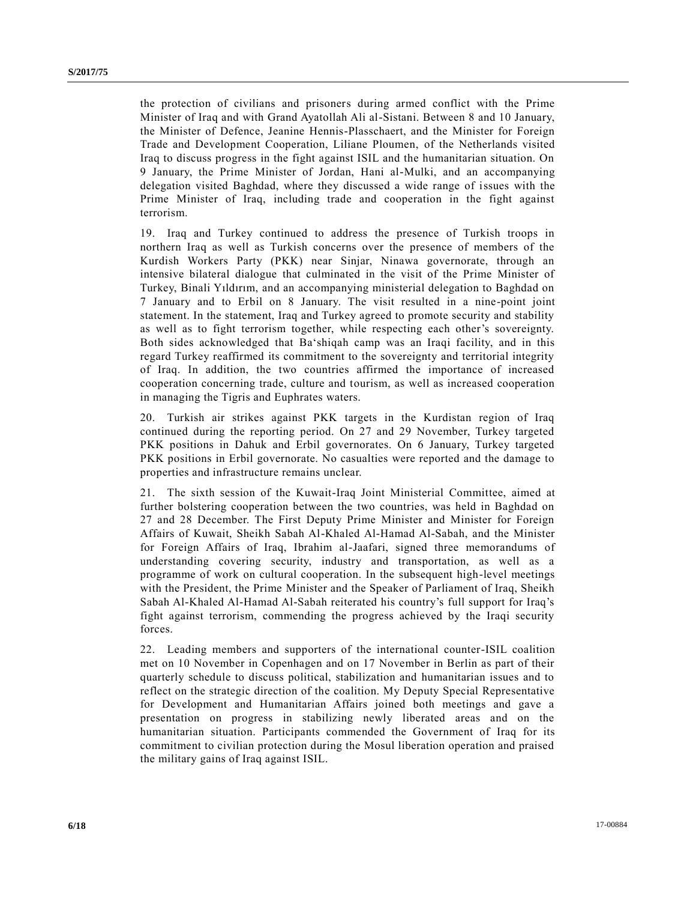the protection of civilians and prisoners during armed conflict with the Prime Minister of Iraq and with Grand Ayatollah Ali al-Sistani. Between 8 and 10 January, the Minister of Defence, Jeanine Hennis-Plasschaert, and the Minister for Foreign Trade and Development Cooperation, Liliane Ploumen, of the Netherlands visited Iraq to discuss progress in the fight against ISIL and the humanitarian situation. On 9 January, the Prime Minister of Jordan, Hani al-Mulki, and an accompanying delegation visited Baghdad, where they discussed a wide range of issues with the Prime Minister of Iraq, including trade and cooperation in the fight against terrorism.

19. Iraq and Turkey continued to address the presence of Turkish troops in northern Iraq as well as Turkish concerns over the presence of members of the Kurdish Workers Party (PKK) near Sinjar, Ninawa governorate, through an intensive bilateral dialogue that culminated in the visit of the Prime Minister of Turkey, Binali Yıldırım, and an accompanying ministerial delegation to Baghdad on 7 January and to Erbil on 8 January. The visit resulted in a nine-point joint statement. In the statement, Iraq and Turkey agreed to promote security and stability as well as to fight terrorism together, while respecting each other's sovereignty. Both sides acknowledged that Ba'shiqah camp was an Iraqi facility, and in this regard Turkey reaffirmed its commitment to the sovereignty and territorial integrity of Iraq. In addition, the two countries affirmed the importance of increased cooperation concerning trade, culture and tourism, as well as increased cooperation in managing the Tigris and Euphrates waters.

20. Turkish air strikes against PKK targets in the Kurdistan region of Iraq continued during the reporting period. On 27 and 29 November, Turkey targeted PKK positions in Dahuk and Erbil governorates. On 6 January, Turkey targeted PKK positions in Erbil governorate. No casualties were reported and the damage to properties and infrastructure remains unclear.

21. The sixth session of the Kuwait-Iraq Joint Ministerial Committee, aimed at further bolstering cooperation between the two countries, was held in Baghdad on 27 and 28 December. The First Deputy Prime Minister and Minister for Foreign Affairs of Kuwait, Sheikh Sabah Al-Khaled Al-Hamad Al-Sabah, and the Minister for Foreign Affairs of Iraq, Ibrahim al-Jaafari, signed three memorandums of understanding covering security, industry and transportation, as well as a programme of work on cultural cooperation. In the subsequent high-level meetings with the President, the Prime Minister and the Speaker of Parliament of Iraq, Sheikh Sabah Al-Khaled Al-Hamad Al-Sabah reiterated his country's full support for Iraq's fight against terrorism, commending the progress achieved by the Iraqi security forces.

22. Leading members and supporters of the international counter-ISIL coalition met on 10 November in Copenhagen and on 17 November in Berlin as part of their quarterly schedule to discuss political, stabilization and humanitarian issues and to reflect on the strategic direction of the coalition. My Deputy Special Representative for Development and Humanitarian Affairs joined both meetings and gave a presentation on progress in stabilizing newly liberated areas and on the humanitarian situation. Participants commended the Government of Iraq for its commitment to civilian protection during the Mosul liberation operation and praised the military gains of Iraq against ISIL.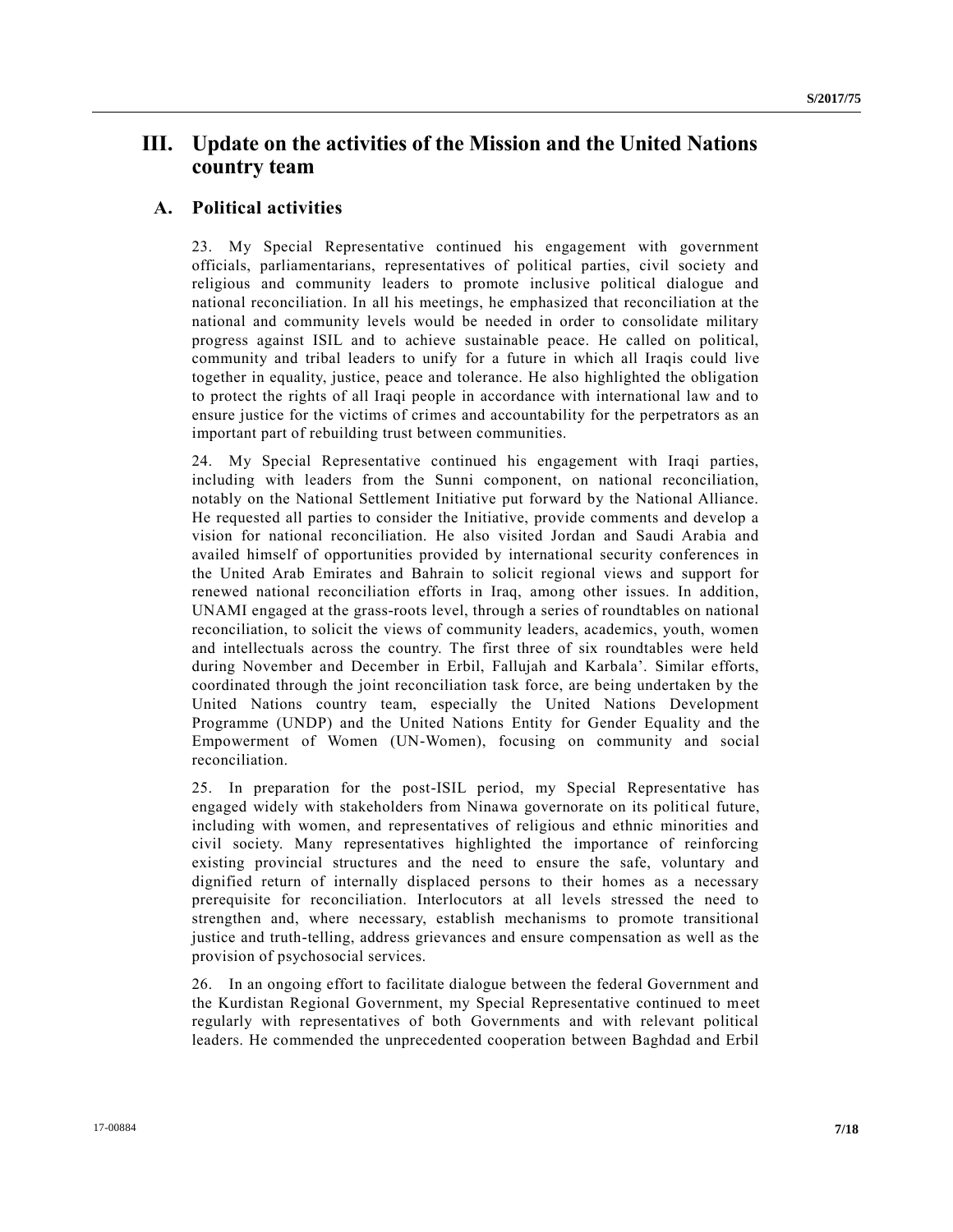# III. Update on the activities of the Mission and the United Nations country team

## A. Political activities

23. My Special Representative continued his engagement with government officials, parliamentarians, representatives of political parties, civil society and religious and community leaders to promote inclusive political dialogue and national reconciliation. In all his meetings, he emphasized that reconciliation at the national and community levels would be needed in order to consolidate military progress against ISIL and to achieve sustainable peace. He called on political, community and tribal leaders to unify for a future in which all Iraqis could live together in equality, justice, peace and tolerance. He also highlighted the obligation to protect the rights of all Iraqi people in accordance with international law and to ensure justice for the victims of crimes and accountability for the perpetrators as an important part of rebuilding trust between communities.

24. My Special Representative continued his engagement with Iraqi parties, including with leaders from the Sunni component, on national reconciliation, notably on the National Settlement Initiative put forward by the National Alliance. He requested all parties to consider the Initiative, provide comments and develop a vision for national reconciliation. He also visited Jordan and Saudi Arabia and availed himself of opportunities provided by international security conferences in the United Arab Emirates and Bahrain to solicit regional views and support for renewed national reconciliation efforts in Iraq, among other issues. In addition, UNAMI engaged at the grass-roots level, through a series of roundtables on national reconciliation, to solicit the views of community leaders, academics, youth, women and intellectuals across the country. The first three of six roundtables were held during November and December in Erbil, Fallujah and Karbala'. Similar efforts, coordinated through the joint reconciliation task force, are being undertaken by the United Nations country team, especially the United Nations Development Programme (UNDP) and the United Nations Entity for Gender Equality and the Empowerment of Women (UN-Women), focusing on community and social reconciliation.

25. In preparation for the post-ISIL period, my Special Representative has engaged widely with stakeholders from Ninawa governorate on its political future, including with women, and representatives of religious and ethnic minorities and civil society. Many representatives highlighted the importance of reinforcing existing provincial structures and the need to ensure the safe, voluntary and dignified return of internally displaced persons to their homes as a necessary prerequisite for reconciliation. Interlocutors at all levels stressed the need to strengthen and, where necessary, establish mechanisms to promote transitional justice and truth-telling, address grievances and ensure compensation as well as the provision of psychosocial services.

26. In an ongoing effort to facilitate dialogue between the federal Government and the Kurdistan Regional Government, my Special Representative continued to meet regularly with representatives of both Governments and with relevant political leaders. He commended the unprecedented cooperation between Baghdad and Erbil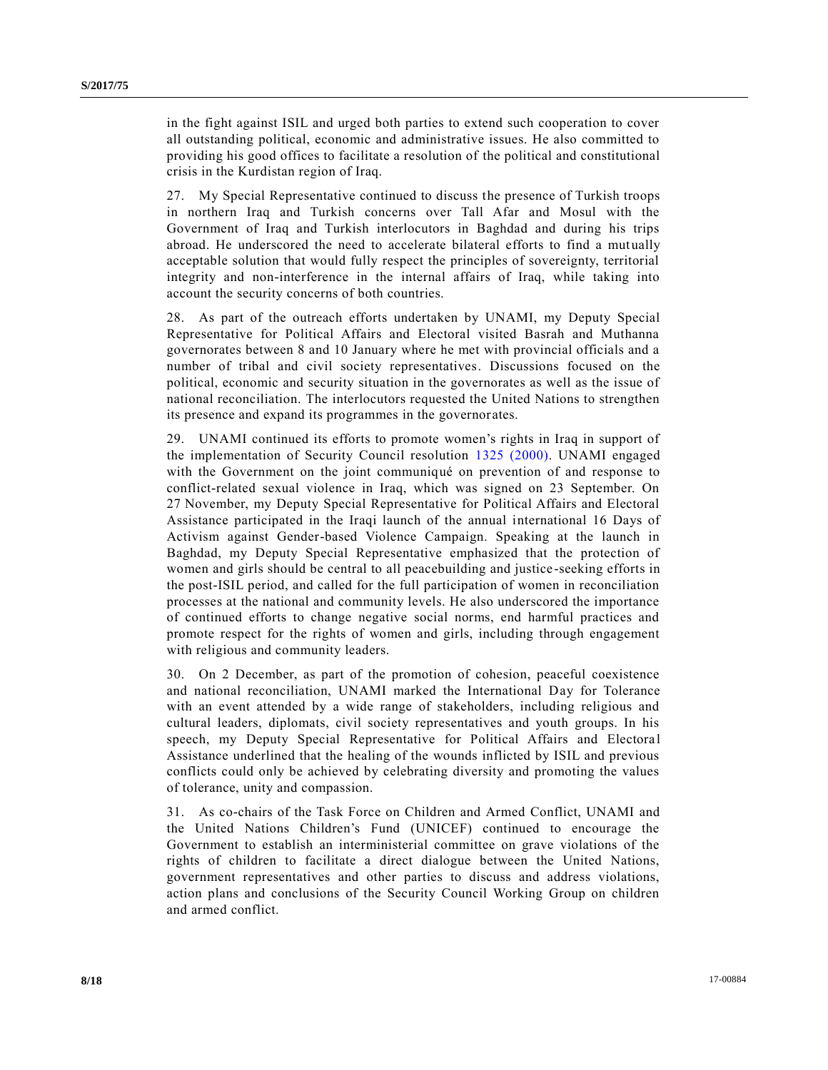in the fight against ISIL and urged both parties to extend such cooperation to cover all outstanding political, economic and administrative issues. He also committed to providing his good offices to facilitate a resolution of the political and constitutional crisis in the Kurdistan region of Iraq.

27. My Special Representative continued to discuss the presence of Turkish troops in northern Iraq and Turkish concerns over Tall Afar and Mosul with the Government of Iraq and Turkish interlocutors in Baghdad and during his trips abroad. He underscored the need to accelerate bilateral efforts to find a mutually acceptable solution that would fully respect the principles of sovereignty, territorial integrity and non-interference in the internal affairs of Iraq, while taking into account the security concerns of both countries.

28. As part of the outreach efforts undertaken by UNAMI, my Deputy Special Representative for Political Affairs and Electoral visited Basrah and Muthanna governorates between 8 and 10 January where he met with provincial officials and a number of tribal and civil society representatives. Discussions focused on the political, economic and security situation in the governorates as well as the issue of national reconciliation. The interlocutors requested the United Nations to strengthen its presence and expand its programmes in the governorates.

29. UNAMI continued its efforts to promote women's rights in Iraq in support of the implementation of Security Council resolution 1325 (2000). UNAMI engaged with the Government on the joint communiqué on prevention of and response to conflict-related sexual violence in Iraq, which was signed on 23 September. On 27 November, my Deputy Special Representative for Political Affairs and Electoral Assistance participated in the Iraqi launch of the annual international 16 Days of Activism against Gender-based Violence Campaign. Speaking at the launch in Baghdad, my Deputy Special Representative emphasized that the protection of women and girls should be central to all peacebuilding and justice-seeking efforts in the post-ISIL period, and called for the full participation of women in reconciliation processes at the national and community levels. He also underscored the importance of continued efforts to change negative social norms, end harmful practices and promote respect for the rights of women and girls, including through engagement with religious and community leaders.

30. On 2 December, as part of the promotion of cohesion, peaceful coexistence and national reconciliation, UNAMI marked the International Day for Tolerance with an event attended by a wide range of stakeholders, including religious and cultural leaders, diplomats, civil society representatives and youth groups. In his speech, my Deputy Special Representative for Political Affairs and Electoral Assistance underlined that the healing of the wounds inflicted by ISIL and previous conflicts could only be achieved by celebrating diversity and promoting the values of tolerance, unity and compassion.

31. As co-chairs of the Task Force on Children and Armed Conflict, UNAMI and the United Nations Children's Fund (UNICEF) continued to encourage the Government to establish an interministerial committee on grave violations of the rights of children to facilitate a direct dialogue between the United Nations, government representatives and other parties to discuss and address violations, action plans and conclusions of the Security Council Working Group on children and armed conflict.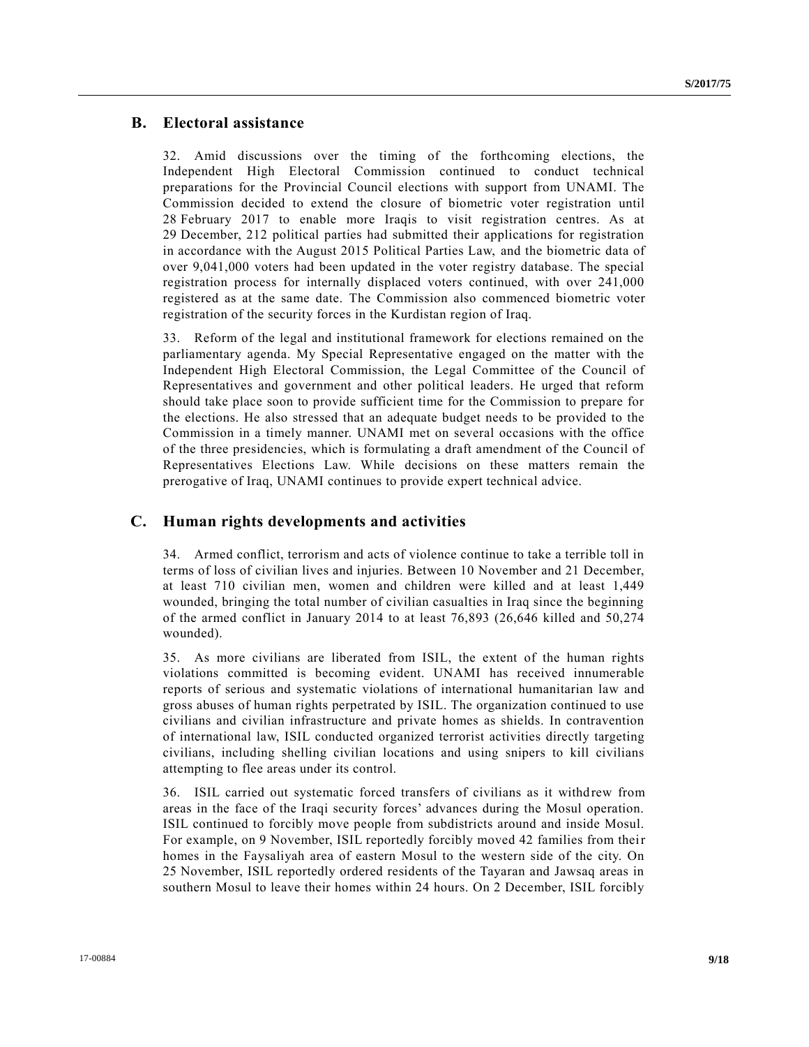## B. Electoral assistance

32. Amid discussions over the timing of the forthcoming elections, the Independent High Electoral Commission continued to conduct technical preparations for the Provincial Council elections with support from UNAMI. The Commission decided to extend the closure of biometric voter registration until 28 February 2017 to enable more Iraqis to visit registration centres. As at 29 December, 212 political parties had submitted their applications for registration in accordance with the August 2015 Political Parties Law, and the biometric data of over 9,041,000 voters had been updated in the voter registry database. The special registration process for internally displaced voters continued, with over 241,000 registered as at the same date. The Commission also commenced biometric voter registration of the security forces in the Kurdistan region of Iraq.

33. Reform of the legal and institutional framework for elections remained on the parliamentary agenda. My Special Representative engaged on the matter with the Independent High Electoral Commission, the Legal Committee of the Council of Representatives and government and other political leaders. He urged that reform should take place soon to provide sufficient time for the Commission to prepare for the elections. He also stressed that an adequate budget needs to be provided to the Commission in a timely manner. UNAMI met on several occasions with the office of the three presidencies, which is formulating a draft amendment of the Council of Representatives Elections Law. While decisions on these matters remain the prerogative of Iraq, UNAMI continues to provide expert technical advice.

## C. Human rights developments and activities

34. Armed conflict, terrorism and acts of violence continue to take a terrible toll in terms of loss of civilian lives and injuries. Between 10 November and 21 December, at least 710 civilian men, women and children were killed and at least 1,449 wounded, bringing the total number of civilian casualties in Iraq since the beginning of the armed conflict in January 2014 to at least 76,893 (26,646 killed and 50,274 wounded).

35. As more civilians are liberated from ISIL, the extent of the human rights violations committed is becoming evident. UNAMI has received innumerable reports of serious and systematic violations of international humanitarian law and gross abuses of human rights perpetrated by ISIL. The organization continued to use civilians and civilian infrastructure and private homes as shields. In contravention of international law, ISIL conducted organized terrorist activities directly targeting civilians, including shelling civilian locations and using snipers to kill civilians attempting to flee areas under its control.

36. ISIL carried out systematic forced transfers of civilians as it withdrew from areas in the face of the Iraqi security forces' advances during the Mosul operation. ISIL continued to forcibly move people from subdistricts around and inside Mosul. For example, on 9 November, ISIL reportedly forcibly moved 42 families from their homes in the Faysaliyah area of eastern Mosul to the western side of the city. On 25 November, ISIL reportedly ordered residents of the Tayaran and Jawsaq areas in southern Mosul to leave their homes within 24 hours. On 2 December, ISIL forcibly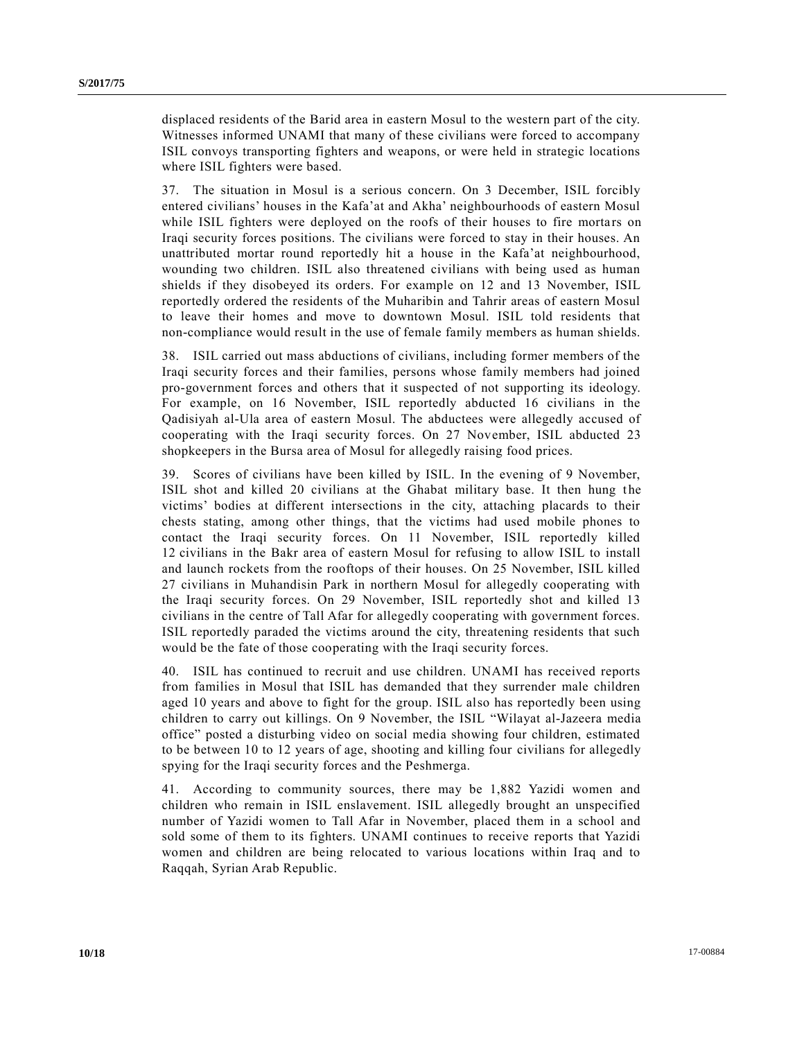displaced residents of the Barid area in eastern Mosul to the western part of the city. Witnesses informed UNAMI that many of these civilians were forced to accompany ISIL convoys transporting fighters and weapons, or were held in strategic locations where ISIL fighters were based.

37. The situation in Mosul is a serious concern. On 3 December, ISIL forcibly entered civilians' houses in the Kafa'at and Akha' neighbourhoods of eastern Mosul while ISIL fighters were deployed on the roofs of their houses to fire mortars on Iraqi security forces positions. The civilians were forced to stay in their houses. An unattributed mortar round reportedly hit a house in the Kafa'at neighbourhood, wounding two children. ISIL also threatened civilians with being used as human shields if they disobeyed its orders. For example on 12 and 13 November, ISIL reportedly ordered the residents of the Muharibin and Tahrir areas of eastern Mosul to leave their homes and move to downtown Mosul. ISIL told residents that non-compliance would result in the use of female family members as human shields.

38. ISIL carried out mass abductions of civilians, including former members of the Iraqi security forces and their families, persons whose family members had joined pro-government forces and others that it suspected of not supporting its ideology. For example, on 16 November, ISIL reportedly abducted 16 civilians in the Qadisiyah al-Ula area of eastern Mosul. The abductees were allegedly accused of cooperating with the Iraqi security forces. On 27 November, ISIL abducted 23 shopkeepers in the Bursa area of Mosul for allegedly raising food prices.

39. Scores of civilians have been killed by ISIL. In the evening of 9 November, ISIL shot and killed 20 civilians at the Ghabat military base. It then hung the victims' bodies at different intersections in the city, attaching placards to their chests stating, among other things, that the victims had used mobile phones to contact the Iraqi security forces. On 11 November, ISIL reportedly killed 12 civilians in the Bakr area of eastern Mosul for refusing to allow ISIL to install and launch rockets from the rooftops of their houses. On 25 November, ISIL killed 27 civilians in Muhandisin Park in northern Mosul for allegedly cooperating with the Iraqi security forces. On 29 November, ISIL reportedly shot and killed 13 civilians in the centre of Tall Afar for allegedly cooperating with government forces. ISIL reportedly paraded the victims around the city, threatening residents that such would be the fate of those cooperating with the Iraqi security forces.

40. ISIL has continued to recruit and use children. UNAMI has received reports from families in Mosul that ISIL has demanded that they surrender male children aged 10 years and above to fight for the group. ISIL also has reportedly been using children to carry out killings. On 9 November, the ISIL "Wilayat al-Jazeera media office" posted a disturbing video on social media showing four children, estimated to be between 10 to 12 years of age, shooting and killing four civilians for allegedly spying for the Iraqi security forces and the Peshmerga.

41. According to community sources, there may be 1,882 Yazidi women and children who remain in ISIL enslavement. ISIL allegedly brought an unspecified number of Yazidi women to Tall Afar in November, placed them in a school and sold some of them to its fighters. UNAMI continues to receive reports that Yazidi women and children are being relocated to various locations within Iraq and to Raqqah, Syrian Arab Republic.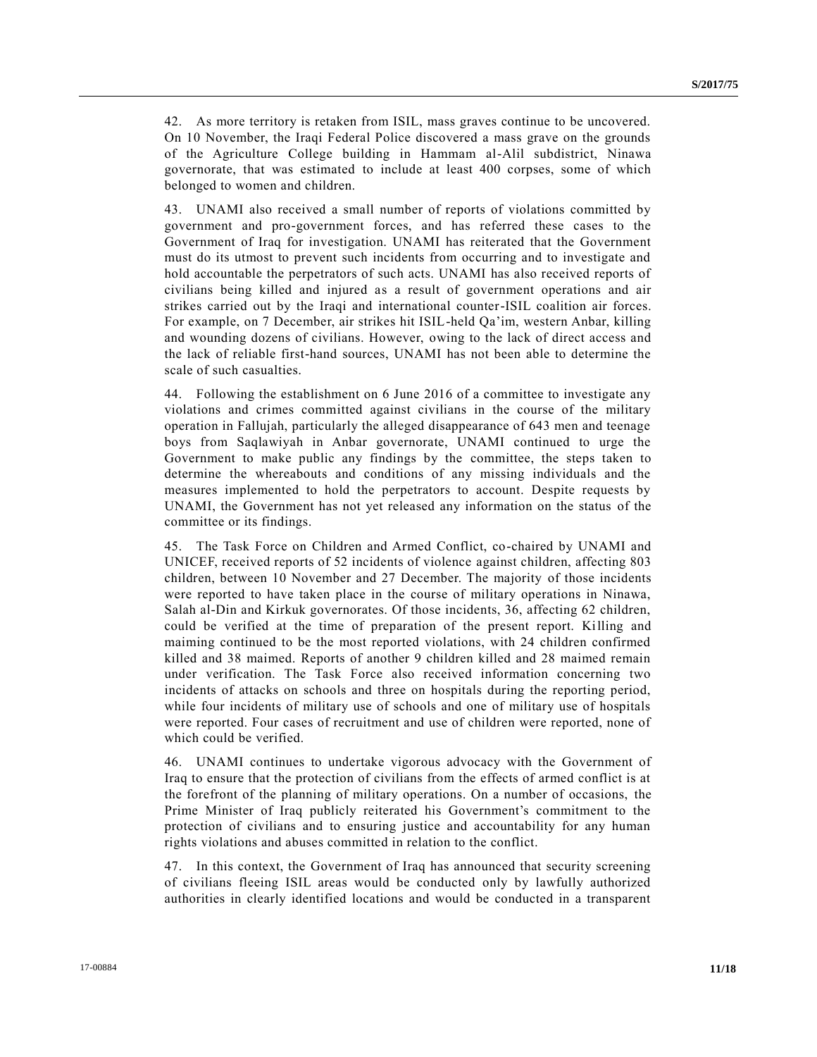42. As more territory is retaken from ISIL, mass graves continue to be uncovered. On 10 November, the Iraqi Federal Police discovered a mass grave on the grounds of the Agriculture College building in Hammam al-Alil subdistrict, Ninawa governorate, that was estimated to include at least 400 corpses, some of which belonged to women and children.

43. UNAMI also received a small number of reports of violations committed by government and pro-government forces, and has referred these cases to the Government of Iraq for investigation. UNAMI has reiterated that the Government must do its utmost to prevent such incidents from occurring and to investigate and hold accountable the perpetrators of such acts. UNAMI has also received reports of civilians being killed and injured as a result of government operations and air strikes carried out by the Iraqi and international counter-ISIL coalition air forces. For example, on 7 December, air strikes hit ISIL-held Qa'im, western Anbar, killing and wounding dozens of civilians. However, owing to the lack of direct access and the lack of reliable first-hand sources, UNAMI has not been able to determine the scale of such casualties.

44. Following the establishment on 6 June 2016 of a committee to investigate any violations and crimes committed against civilians in the course of the military operation in Fallujah, particularly the alleged disappearance of 643 men and teenage boys from Saqlawiyah in Anbar governorate, UNAMI continued to urge the Government to make public any findings by the committee, the steps taken to determine the whereabouts and conditions of any missing individuals and the measures implemented to hold the perpetrators to account. Despite requests by UNAMI, the Government has not yet released any information on the status of the committee or its findings.

45. The Task Force on Children and Armed Conflict, co-chaired by UNAMI and UNICEF, received reports of 52 incidents of violence against children, affecting 803 children, between 10 November and 27 December. The majority of those incidents were reported to have taken place in the course of military operations in Ninawa, Salah al-Din and Kirkuk governorates. Of those incidents, 36, affecting 62 children, could be verified at the time of preparation of the present report. Killing and maiming continued to be the most reported violations, with 24 children confirmed killed and 38 maimed. Reports of another 9 children killed and 28 maimed remain under verification. The Task Force also received information concerning two incidents of attacks on schools and three on hospitals during the reporting period, while four incidents of military use of schools and one of military use of hospitals were reported. Four cases of recruitment and use of children were reported, none of which could be verified.

46. UNAMI continues to undertake vigorous advocacy with the Government of Iraq to ensure that the protection of civilians from the effects of armed conflict is at the forefront of the planning of military operations. On a number of occasions, the Prime Minister of Iraq publicly reiterated his Government's commitment to the protection of civilians and to ensuring justice and accountability for any human rights violations and abuses committed in relation to the conflict.

47. In this context, the Government of Iraq has announced that security screening of civilians fleeing ISIL areas would be conducted only by lawfully authorized authorities in clearly identified locations and would be conducted in a transparent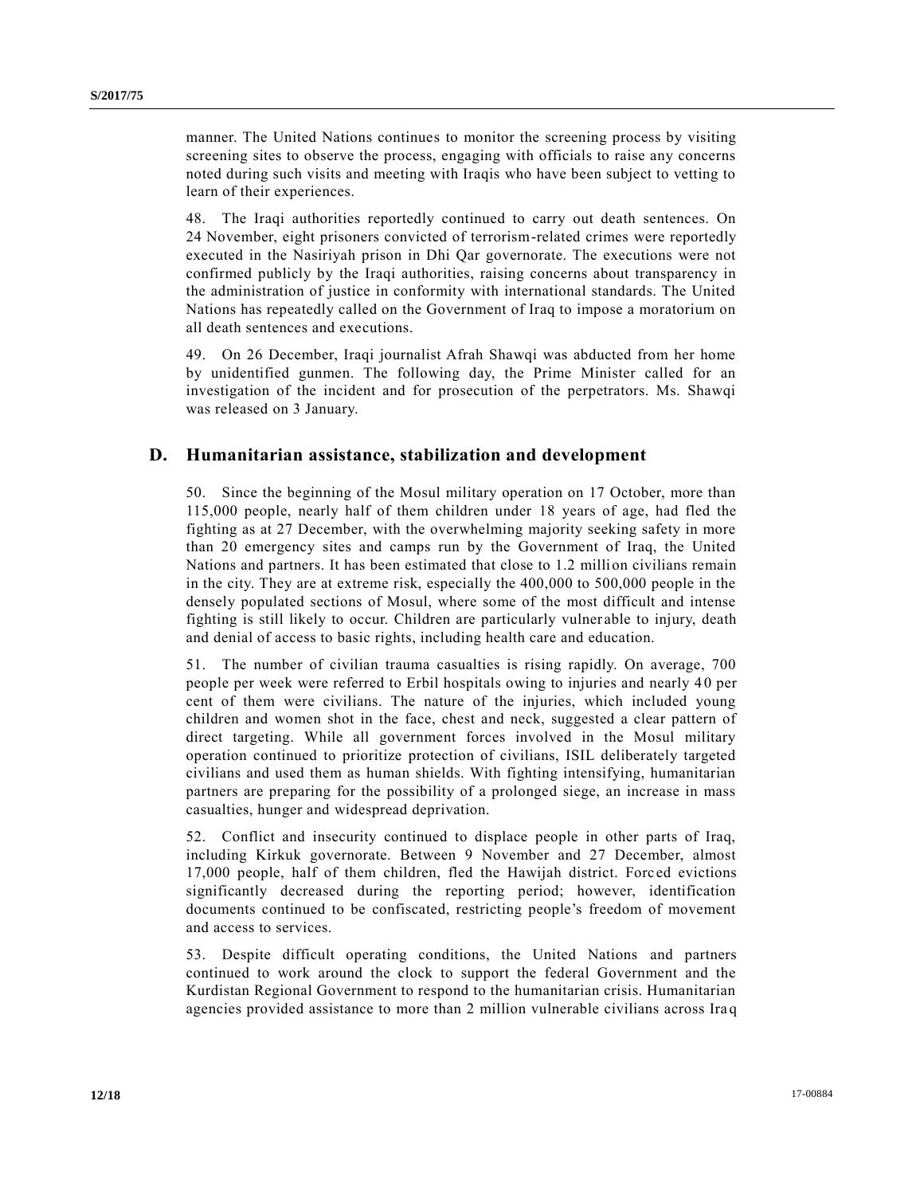manner. The United Nations continues to monitor the screening process by visiting screening sites to observe the process, engaging with officials to raise any concerns noted during such visits and meeting with Iraqis who have been subject to vetting to learn of their experiences.

48. The Iraqi authorities reportedly continued to carry out death sentences. On 24 November, eight prisoners convicted of terrorism-related crimes were reportedly executed in the Nasiriyah prison in Dhi Qar governorate. The executions were not confirmed publicly by the Iraqi authorities, raising concerns about transparency in the administration of justice in conformity with international standards. The United Nations has repeatedly called on the Government of Iraq to impose a moratorium on all death sentences and executions.

49. On 26 December, Iraqi journalist Afrah Shawqi was abducted from her home by unidentified gunmen. The following day, the Prime Minister called for an investigation of the incident and for prosecution of the perpetrators. Ms. Shawqi was released on 3 January.

## D. Humanitarian assistance, stabilization and development

50. Since the beginning of the Mosul military operation on 17 October, more than 115,000 people, nearly half of them children under 18 years of age, had fled the fighting as at 27 December, with the overwhelming majority seeking safety in more than 20 emergency sites and camps run by the Government of Iraq, the United Nations and partners. It has been estimated that close to 1.2 million civilians remain in the city. They are at extreme risk, especially the 400,000 to 500,000 people in the densely populated sections of Mosul, where some of the most difficult and intense fighting is still likely to occur. Children are particularly vulnerable to injury, death and denial of access to basic rights, including health care and education.

51. The number of civilian trauma casualties is rising rapidly. On average, 700 people per week were referred to Erbil hospitals owing to injuries and nearly 40 per cent of them were civilians. The nature of the injuries, which included young children and women shot in the face, chest and neck, suggested a clear pattern of direct targeting. While all government forces involved in the Mosul military operation continued to prioritize protection of civilians, ISIL deliberately targeted civilians and used them as human shields. With fighting intensifying, humanitarian partners are preparing for the possibility of a prolonged siege, an increase in mass casualties, hunger and widespread deprivation.

52. Conflict and insecurity continued to displace people in other parts of Iraq, including Kirkuk governorate. Between 9 November and 27 December, almost 17,000 people, half of them children, fled the Hawijah district. Forced evictions significantly decreased during the reporting period; however, identification documents continued to be confiscated, restricting people's freedom of movement and access to services.

53. Despite difficult operating conditions, the United Nations and partners continued to work around the clock to support the federal Government and the Kurdistan Regional Government to respond to the humanitarian crisis. Humanitarian agencies provided assistance to more than 2 million vulnerable civilians across Iraq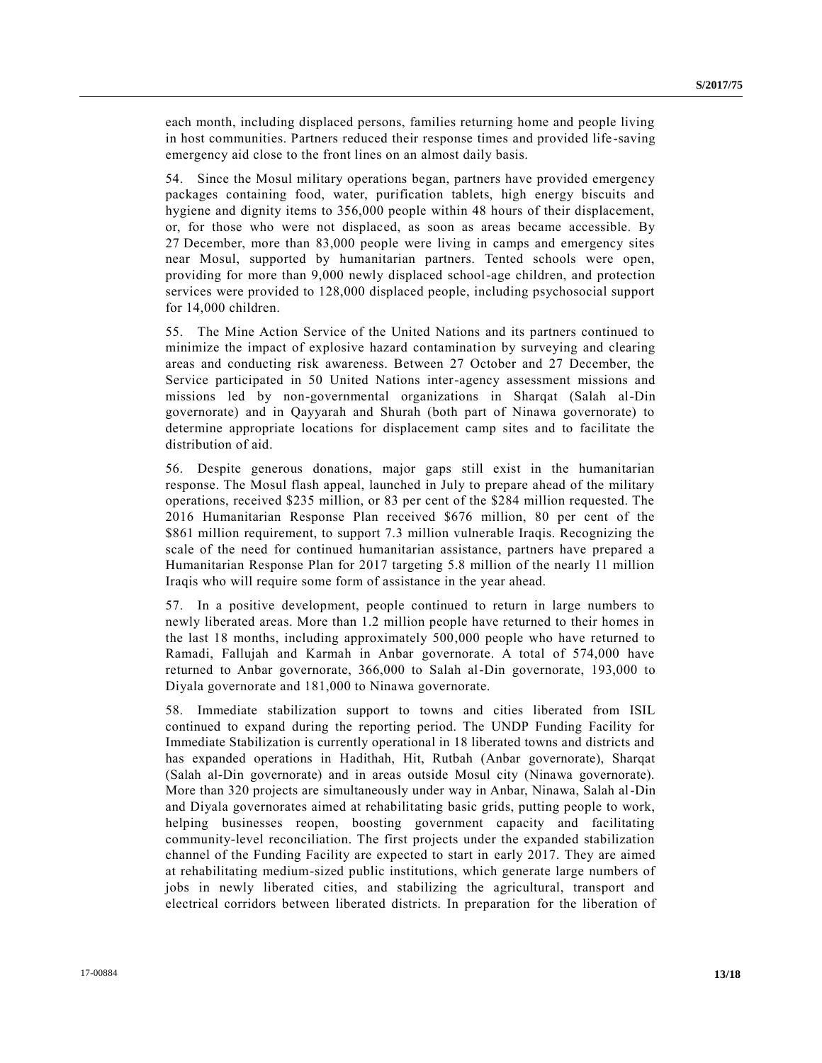each month, including displaced persons, families returning home and people living in host communities. Partners reduced their response times and provided life-saving emergency aid close to the front lines on an almost daily basis.

54. Since the Mosul military operations began, partners have provided emergency packages containing food, water, purification tablets, high energy biscuits and hygiene and dignity items to 356,000 people within 48 hours of their displacement, or, for those who were not displaced, as soon as areas became accessible. By 27 December, more than 83,000 people were living in camps and emergency sites near Mosul, supported by humanitarian partners. Tented schools were open, providing for more than 9,000 newly displaced school-age children, and protection services were provided to 128,000 displaced people, including psychosocial support for 14,000 children.

55. The Mine Action Service of the United Nations and its partners continued to minimize the impact of explosive hazard contamination by surveying and clearing areas and conducting risk awareness. Between 27 October and 27 December, the Service participated in 50 United Nations inter-agency assessment missions and missions led by non-governmental organizations in Sharqat (Salah al-Din governorate) and in Qayyarah and Shurah (both part of Ninawa governorate) to determine appropriate locations for displacement camp sites and to facilitate the distribution of aid.

56. Despite generous donations, major gaps still exist in the humanitarian response. The Mosul flash appeal, launched in July to prepare ahead of the military operations, received $235 million, or 83 per cent of the $284 million requested. The 2016 Humanitarian Response Plan received $676 million, 80 per cent of the $861 million requirement, to support 7.3 million vulnerable Iraqis. Recognizing the scale of the need for continued humanitarian assistance, partners have prepared a Humanitarian Response Plan for 2017 targeting 5.8 million of the nearly 11 million Iraqis who will require some form of assistance in the year ahead.

57. In a positive development, people continued to return in large numbers to newly liberated areas. More than 1.2 million people have returned to their homes in the last 18 months, including approximately 500,000 people who have returned to Ramadi, Fallujah and Karmah in Anbar governorate. A total of 574,000 have returned to Anbar governorate, 366,000 to Salah al-Din governorate, 193,000 to Diyala governorate and 181,000 to Ninawa governorate.

58. Immediate stabilization support to towns and cities liberated from ISIL continued to expand during the reporting period. The UNDP Funding Facility for Immediate Stabilization is currently operational in 18 liberated towns and districts and has expanded operations in Hadithah, Hit, Rutbah (Anbar governorate), Sharqat (Salah al-Din governorate) and in areas outside Mosul city (Ninawa governorate). More than 320 projects are simultaneously under way in Anbar, Ninawa, Salah al-Din and Diyala governorates aimed at rehabilitating basic grids, putting people to work, helping businesses reopen, boosting government capacity and facilitating community-level reconciliation. The first projects under the expanded stabilization channel of the Funding Facility are expected to start in early 2017. They are aimed at rehabilitating medium-sized public institutions, which generate large numbers of jobs in newly liberated cities, and stabilizing the agricultural, transport and electrical corridors between liberated districts. In preparation for the liberation of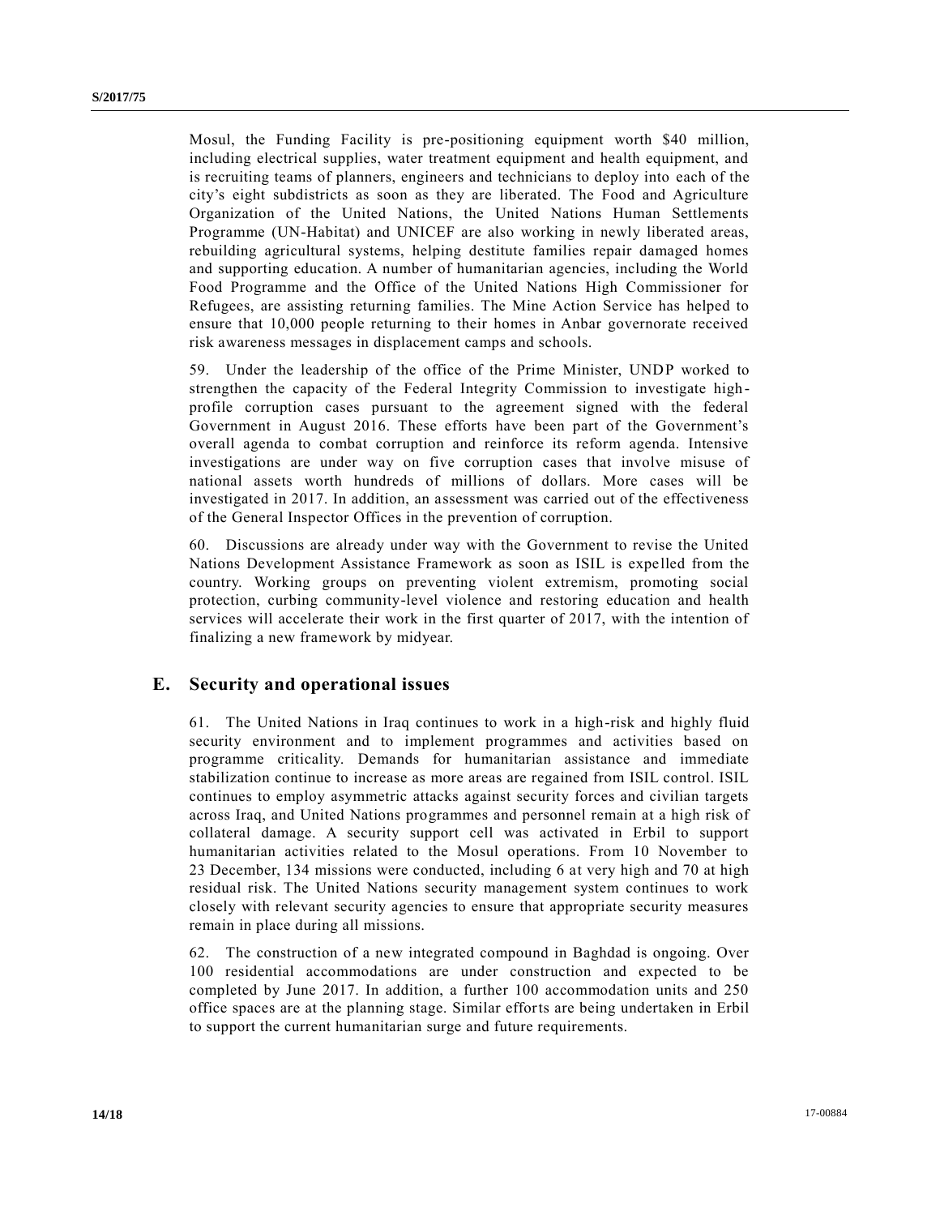Mosul, the Funding Facility is pre-positioning equipment worth $40 million, including electrical supplies, water treatment equipment and health equipment, and is recruiting teams of planners, engineers and technicians to deploy into each of the city's eight subdistricts as soon as they are liberated. The Food and Agriculture Organization of the United Nations, the United Nations Human Settlements Programme (UN-Habitat) and UNICEF are also working in newly liberated areas, rebuilding agricultural systems, helping destitute families repair damaged homes and supporting education. A number of humanitarian agencies, including the World Food Programme and the Office of the United Nations High Commissioner for Refugees, are assisting returning families. The Mine Action Service has helped to ensure that 10,000 people returning to their homes in Anbar governorate received risk awareness messages in displacement camps and schools.

59. Under the leadership of the office of the Prime Minister, UNDP worked to strengthen the capacity of the Federal Integrity Commission to investigate high-profile corruption cases pursuant to the agreement signed with the federal Government in August 2016. These efforts have been part of the Government's overall agenda to combat corruption and reinforce its reform agenda. Intensive investigations are under way on five corruption cases that involve misuse of national assets worth hundreds of millions of dollars. More cases will be investigated in 2017. In addition, an assessment was carried out of the effectiveness of the General Inspector Offices in the prevention of corruption.

60. Discussions are already under way with the Government to revise the United Nations Development Assistance Framework as soon as ISIL is expelled from the country. Working groups on preventing violent extremism, promoting social protection, curbing community-level violence and restoring education and health services will accelerate their work in the first quarter of 2017, with the intention of finalizing a new framework by midyear.

## E. Security and operational issues

61. The United Nations in Iraq continues to work in a high-risk and highly fluid security environment and to implement programmes and activities based on programme criticality. Demands for humanitarian assistance and immediate stabilization continue to increase as more areas are regained from ISIL control. ISIL continues to employ asymmetric attacks against security forces and civilian targets across Iraq, and United Nations programmes and personnel remain at a high risk of collateral damage. A security support cell was activated in Erbil to support humanitarian activities related to the Mosul operations. From 10 November to 23 December, 134 missions were conducted, including 6 at very high and 70 at high residual risk. The United Nations security management system continues to work closely with relevant security agencies to ensure that appropriate security measures remain in place during all missions.

62. The construction of a new integrated compound in Baghdad is ongoing. Over 100 residential accommodations are under construction and expected to be completed by June 2017. In addition, a further 100 accommodation units and 250 office spaces are at the planning stage. Similar efforts are being undertaken in Erbil to support the current humanitarian surge and future requirements.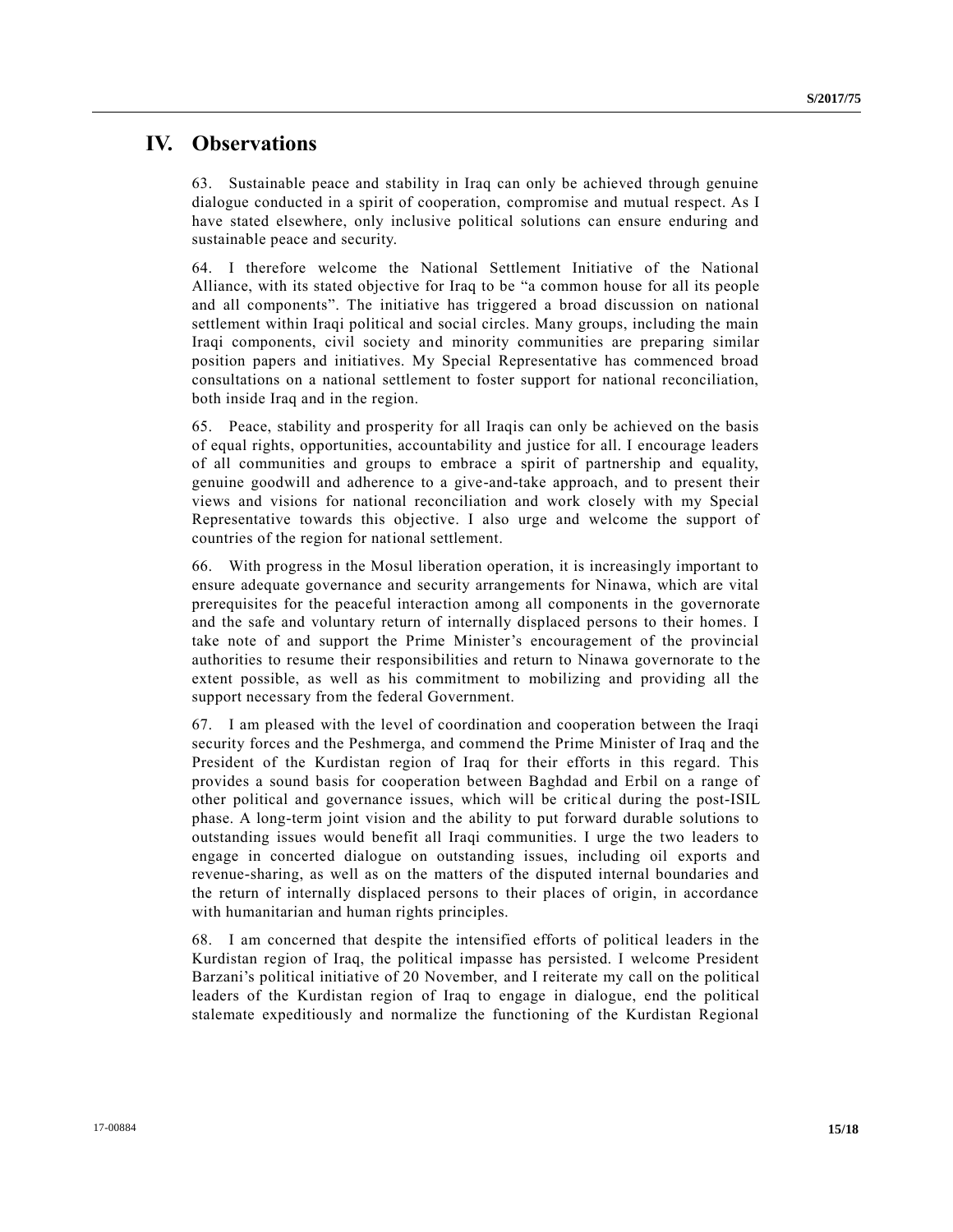# IV. Observations

63. Sustainable peace and stability in Iraq can only be achieved through genuine dialogue conducted in a spirit of cooperation, compromise and mutual respect. As I have stated elsewhere, only inclusive political solutions can ensure enduring and sustainable peace and security.

64. I therefore welcome the National Settlement Initiative of the National Alliance, with its stated objective for Iraq to be "a common house for all its people and all components". The initiative has triggered a broad discussion on national settlement within Iraqi political and social circles. Many groups, including the main Iraqi components, civil society and minority communities are preparing similar position papers and initiatives. My Special Representative has commenced broad consultations on a national settlement to foster support for national reconciliation, both inside Iraq and in the region.

65. Peace, stability and prosperity for all Iraqis can only be achieved on the basis of equal rights, opportunities, accountability and justice for all. I encourage leaders of all communities and groups to embrace a spirit of partnership and equality, genuine goodwill and adherence to a give-and-take approach, and to present their views and visions for national reconciliation and work closely with my Special Representative towards this objective. I also urge and welcome the support of countries of the region for national settlement.

66. With progress in the Mosul liberation operation, it is increasingly important to ensure adequate governance and security arrangements for Ninawa, which are vital prerequisites for the peaceful interaction among all components in the governorate and the safe and voluntary return of internally displaced persons to their homes. I take note of and support the Prime Minister's encouragement of the provincial authorities to resume their responsibilities and return to Ninawa governorate to the extent possible, as well as his commitment to mobilizing and providing all the support necessary from the federal Government.

67. I am pleased with the level of coordination and cooperation between the Iraqi security forces and the Peshmerga, and commend the Prime Minister of Iraq and the President of the Kurdistan region of Iraq for their efforts in this regard. This provides a sound basis for cooperation between Baghdad and Erbil on a range of other political and governance issues, which will be critical during the post-ISIL phase. A long-term joint vision and the ability to put forward durable solutions to outstanding issues would benefit all Iraqi communities. I urge the two leaders to engage in concerted dialogue on outstanding issues, including oil exports and revenue-sharing, as well as on the matters of the disputed internal boundaries and the return of internally displaced persons to their places of origin, in accordance with humanitarian and human rights principles.

68. I am concerned that despite the intensified efforts of political leaders in the Kurdistan region of Iraq, the political impasse has persisted. I welcome President Barzani's political initiative of 20 November, and I reiterate my call on the political leaders of the Kurdistan region of Iraq to engage in dialogue, end the political stalemate expeditiously and normalize the functioning of the Kurdistan Regional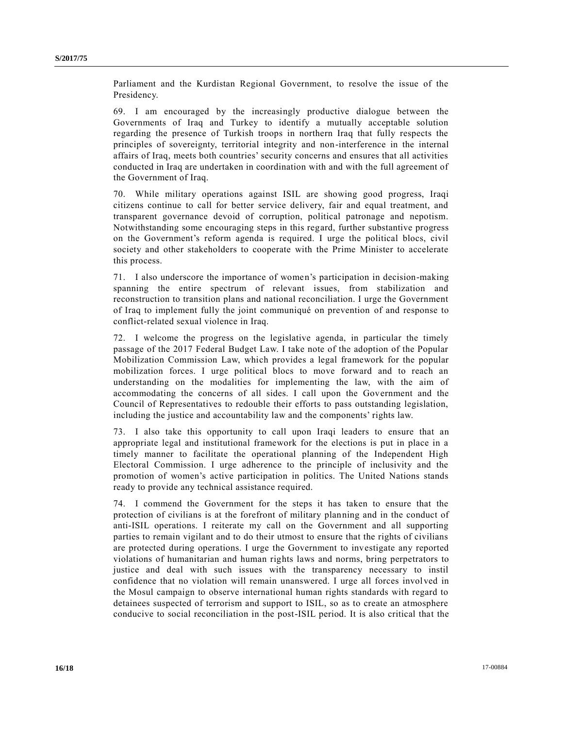Parliament and the Kurdistan Regional Government, to resolve the issue of the Presidency.

69. I am encouraged by the increasingly productive dialogue between the Governments of Iraq and Turkey to identify a mutually acceptable solution regarding the presence of Turkish troops in northern Iraq that fully respects the principles of sovereignty, territorial integrity and non-interference in the internal affairs of Iraq, meets both countries' security concerns and ensures that all activities conducted in Iraq are undertaken in coordination with and with the full agreement of the Government of Iraq.

70. While military operations against ISIL are showing good progress, Iraqi citizens continue to call for better service delivery, fair and equal treatment, and transparent governance devoid of corruption, political patronage and nepotism. Notwithstanding some encouraging steps in this regard, further substantive progress on the Government's reform agenda is required. I urge the political blocs, civil society and other stakeholders to cooperate with the Prime Minister to accelerate this process.

71. I also underscore the importance of women's participation in decision-making spanning the entire spectrum of relevant issues, from stabilization and reconstruction to transition plans and national reconciliation. I urge the Government of Iraq to implement fully the joint communiqué on prevention of and response to conflict-related sexual violence in Iraq.

72. I welcome the progress on the legislative agenda, in particular the timely passage of the 2017 Federal Budget Law. I take note of the adoption of the Popular Mobilization Commission Law, which provides a legal framework for the popular mobilization forces. I urge political blocs to move forward and to reach an understanding on the modalities for implementing the law, with the aim of accommodating the concerns of all sides. I call upon the Government and the Council of Representatives to redouble their efforts to pass outstanding legislation, including the justice and accountability law and the components' rights law.

73. I also take this opportunity to call upon Iraqi leaders to ensure that an appropriate legal and institutional framework for the elections is put in place in a timely manner to facilitate the operational planning of the Independent High Electoral Commission. I urge adherence to the principle of inclusivity and the promotion of women's active participation in politics. The United Nations stands ready to provide any technical assistance required.

74. I commend the Government for the steps it has taken to ensure that the protection of civilians is at the forefront of military planning and in the conduct of anti-ISIL operations. I reiterate my call on the Government and all supporting parties to remain vigilant and to do their utmost to ensure that the rights of civilians are protected during operations. I urge the Government to investigate any reported violations of humanitarian and human rights laws and norms, bring perpetrators to justice and deal with such issues with the transparency necessary to instil confidence that no violation will remain unanswered. I urge all forces involved in the Mosul campaign to observe international human rights standards with regard to detainees suspected of terrorism and support to ISIL, so as to create an atmosphere conducive to social reconciliation in the post-ISIL period. It is also critical that the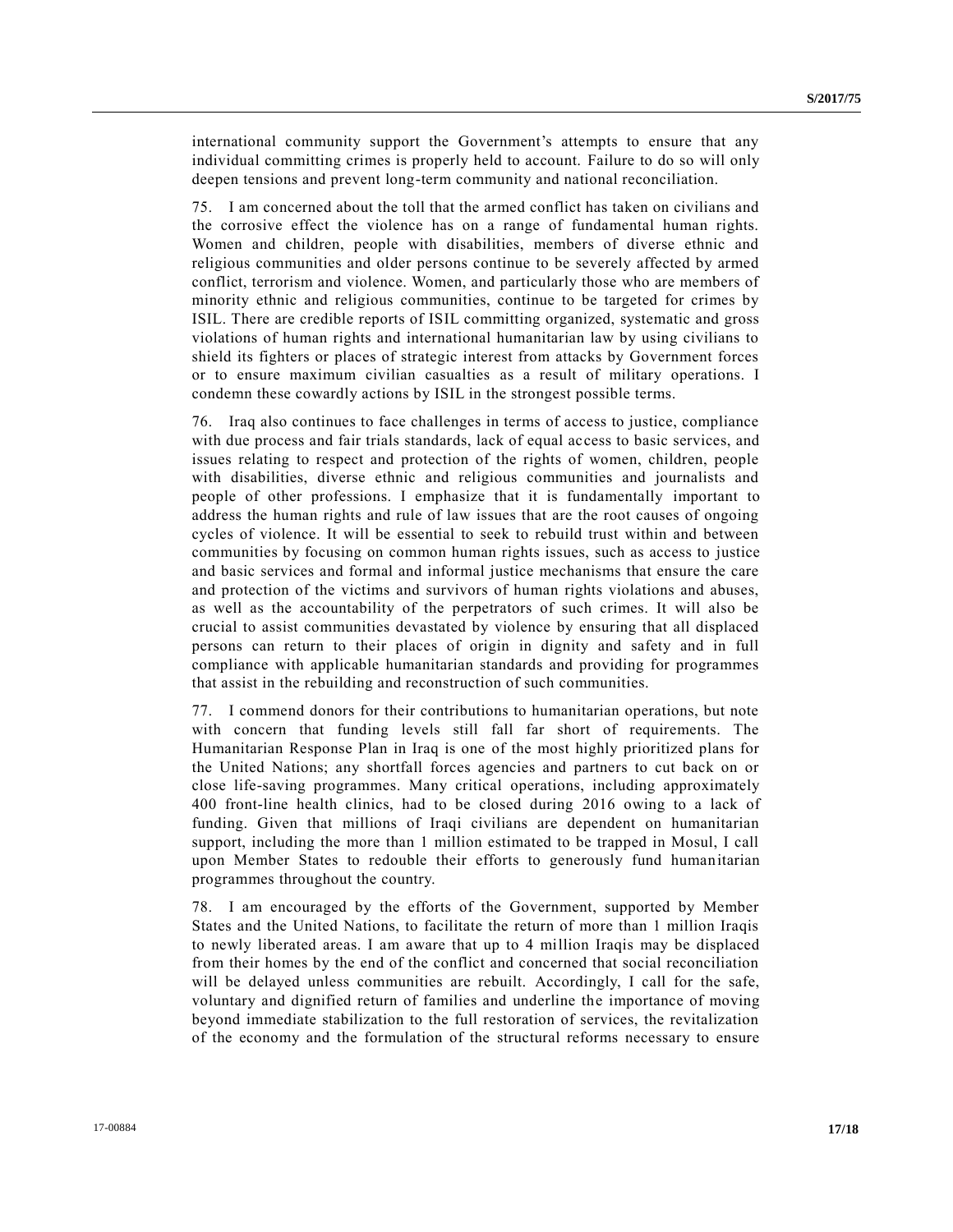international community support the Government's attempts to ensure that any individual committing crimes is properly held to account. Failure to do so will only deepen tensions and prevent long-term community and national reconciliation.

75. I am concerned about the toll that the armed conflict has taken on civilians and the corrosive effect the violence has on a range of fundamental human rights. Women and children, people with disabilities, members of diverse ethnic and religious communities and older persons continue to be severely affected by armed conflict, terrorism and violence. Women, and particularly those who are members of minority ethnic and religious communities, continue to be targeted for crimes by ISIL. There are credible reports of ISIL committing organized, systematic and gross violations of human rights and international humanitarian law by using civilians to shield its fighters or places of strategic interest from attacks by Government forces or to ensure maximum civilian casualties as a result of military operations. I condemn these cowardly actions by ISIL in the strongest possible terms.

76. Iraq also continues to face challenges in terms of access to justice, compliance with due process and fair trials standards, lack of equal access to basic services, and issues relating to respect and protection of the rights of women, children, people with disabilities, diverse ethnic and religious communities and journalists and people of other professions. I emphasize that it is fundamentally important to address the human rights and rule of law issues that are the root causes of ongoing cycles of violence. It will be essential to seek to rebuild trust within and between communities by focusing on common human rights issues, such as access to justice and basic services and formal and informal justice mechanisms that ensure the care and protection of the victims and survivors of human rights violations and abuses, as well as the accountability of the perpetrators of such crimes. It will also be crucial to assist communities devastated by violence by ensuring that all displaced persons can return to their places of origin in dignity and safety and in full compliance with applicable humanitarian standards and providing for programmes that assist in the rebuilding and reconstruction of such communities.

77. I commend donors for their contributions to humanitarian operations, but note with concern that funding levels still fall far short of requirements. The Humanitarian Response Plan in Iraq is one of the most highly prioritized plans for the United Nations; any shortfall forces agencies and partners to cut back on or close life-saving programmes. Many critical operations, including approximately 400 front-line health clinics, had to be closed during 2016 owing to a lack of funding. Given that millions of Iraqi civilians are dependent on humanitarian support, including the more than 1 million estimated to be trapped in Mosul, I call upon Member States to redouble their efforts to generously fund humanitarian programmes throughout the country.

78. I am encouraged by the efforts of the Government, supported by Member States and the United Nations, to facilitate the return of more than 1 million Iraqis to newly liberated areas. I am aware that up to 4 million Iraqis may be displaced from their homes by the end of the conflict and concerned that social reconciliation will be delayed unless communities are rebuilt. Accordingly, I call for the safe, voluntary and dignified return of families and underline the importance of moving beyond immediate stabilization to the full restoration of services, the revitalization of the economy and the formulation of the structural reforms necessary to ensure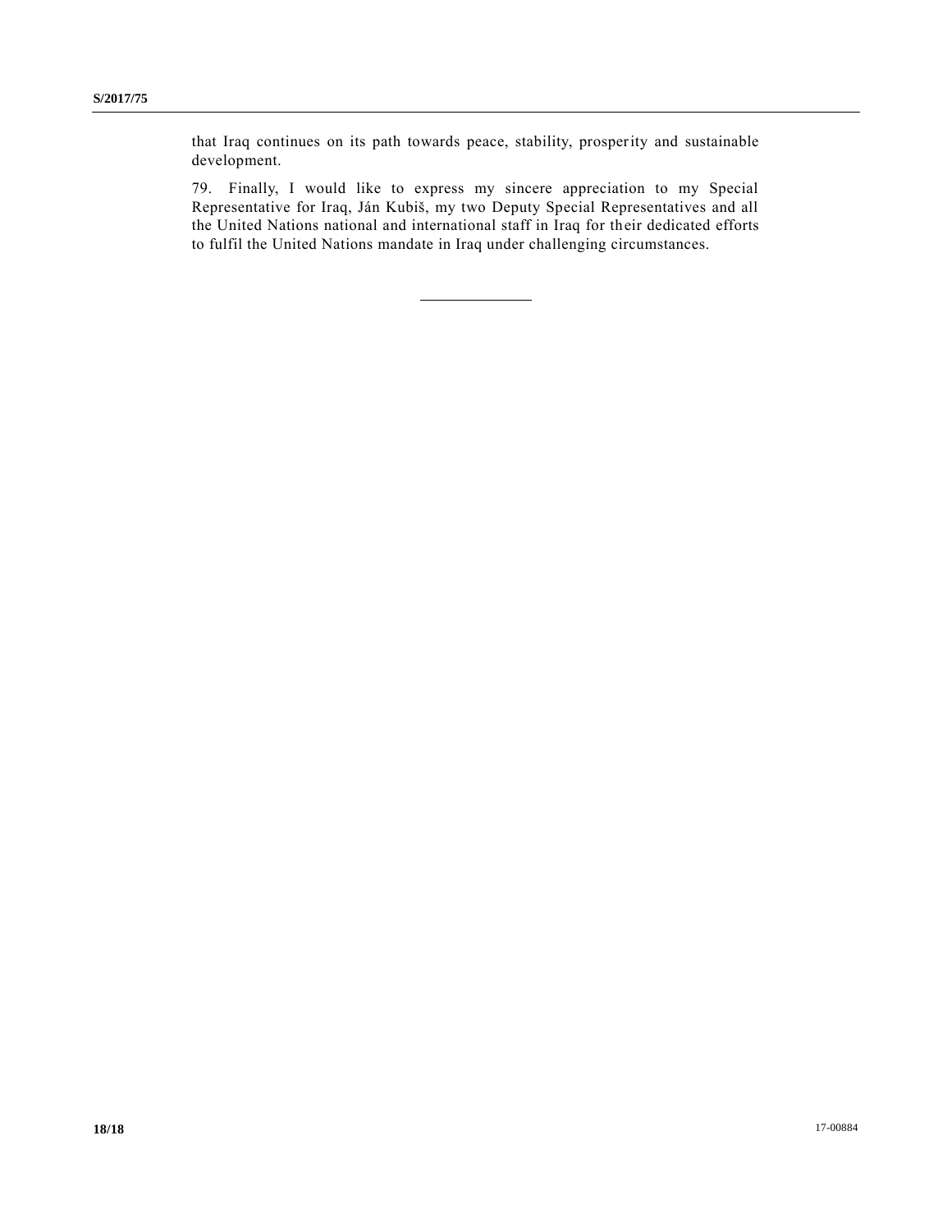that Iraq continues on its path towards peace, stability, prosperity and sustainable development.

79. Finally, I would like to express my sincere appreciation to my Special Representative for Iraq, Ján Kubiš, my two Deputy Special Representatives and all the United Nations national and international staff in Iraq for their dedicated efforts to fulfil the United Nations mandate in Iraq under challenging circumstances.